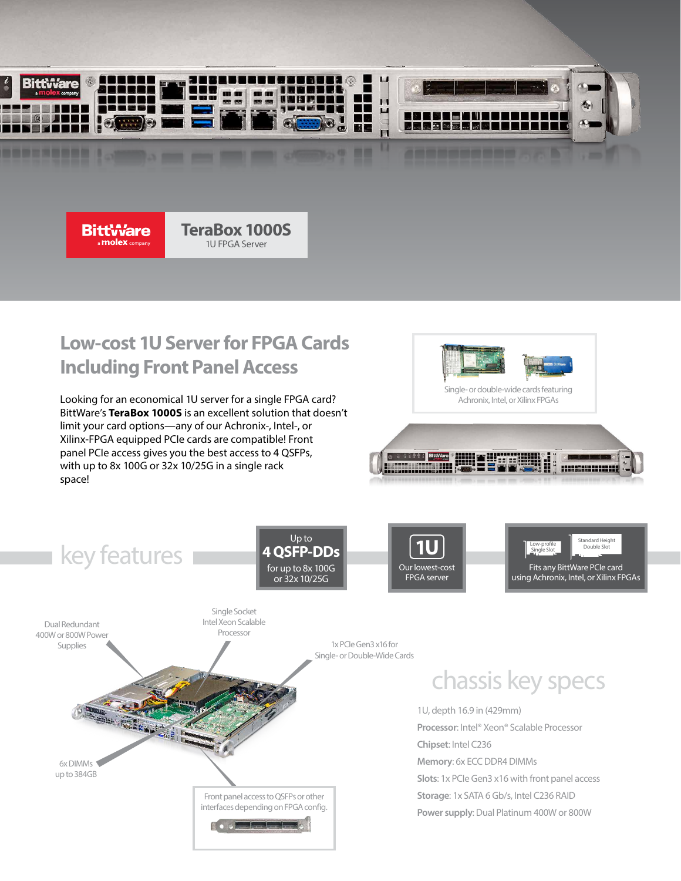# TeraBox 1000S

1U FPGA Server

## Low-cost 1U Server for FPGA Cards Including Front Panel Access

Looking for an economical 1U server for a single FPGA card? BittWare's **TeraBox 1000S** is an excellent solution that doesn't limit your card options—any of our Achronix-, Intel-, or Xilinx-FPGA equipped PCIe cards are compatible! Front panel PCIe access gives you the best access to 4 QSFPs, with up to 8x 100G or 32x 10/25G in a single rack space!

Single- or double-wide cards featuring Achronix, Intel, or Xilinx FPGAs

## key features

- Up to **4 QSFP-DDs** for up to 8x 100G or 32x 10/25G
- **1U** Our lowest-cost FPGA server
- Low-profile Single Slot / Standard Height Double Slot — Fits any BittWare PCIe card using Achronix, Intel, or Xilinx FPGAs

Dual Redundant 400W or 800W Power Supplies

Single Socket Intel Xeon Scalable Processor

1x PCIe Gen3 x16 for Single- or Double-Wide Cards

6x DIMMs up to 384GB

Front panel access to QSFPs or other interfaces depending on FPGA config.

## chassis key specs

1U, depth 16.9 in (429mm)

**Processor**: Intel® Xeon® Scalable Processor

**Chipset**: Intel C236

**Memory**: 6x ECC DDR4 DIMMs

**Slots**: 1x PCIe Gen3 x16 with front panel access

**Storage**: 1x SATA 6 Gb/s, Intel C236 RAID

**Power supply**: Dual Platinum 400W or 800W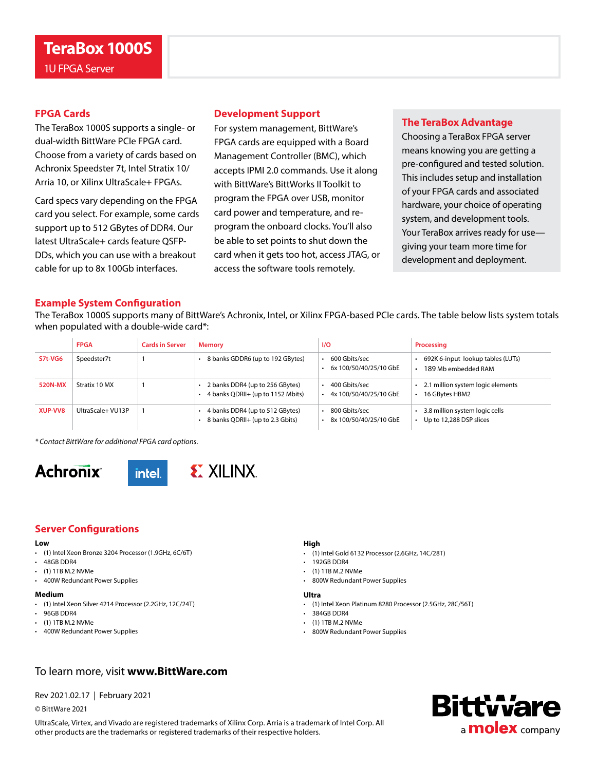# TeraBox 1000S

1U FPGA Server

## FPGA Cards

The TeraBox 1000S supports a single- or dual-width BittWare PCIe FPGA card. Choose from a variety of cards based on Achronix Speedster 7t, Intel Stratix 10/ Arria 10, or Xilinx UltraScale+ FPGAs.

Card specs vary depending on the FPGA card you select. For example, some cards support up to 512 GBytes of DDR4. Our latest UltraScale+ cards feature QSFP-DDs, which you can use with a breakout cable for up to 8x 100Gb interfaces.

## Development Support

For system management, BittWare's FPGA cards are equipped with a Board Management Controller (BMC), which accepts IPMI 2.0 commands. Use it along with BittWare's BittWorks II Toolkit to program the FPGA over USB, monitor card power and temperature, and re-program the onboard clocks. You'll also be able to set points to shut down the card when it gets too hot, access JTAG, or access the software tools remotely.

## The TeraBox Advantage

Choosing a TeraBox FPGA server means knowing you are getting a pre-configured and tested solution. This includes setup and installation of your FPGA cards and associated hardware, your choice of operating system, and development tools. Your TeraBox arrives ready for use—giving your team more time for development and deployment.

## Example System Configuration

The TeraBox 1000S supports many of BittWare's Achronix, Intel, or Xilinx FPGA-based PCIe cards. The table below lists system totals when populated with a double-wide card*:

| | FPGA | Cards in Server | Memory | I/O | Processing |
|---|---|---|---|---|---|
| S7t-VG6 | Speedster7t | 1 | • 8 banks GDDR6 (up to 192 GBytes) | • 600 Gbits/sec<br>• 6x 100/50/40/25/10 GbE | • 692K 6-input lookup tables (LUTs)<br>• 189 Mb embedded RAM |
| 520N-MX | Stratix 10 MX | 1 | • 2 banks DDR4 (up to 256 GBytes)<br>• 4 banks QDRII+ (up to 1152 Mbits) | • 400 Gbits/sec<br>• 4x 100/50/40/25/10 GbE | • 2.1 million system logic elements<br>• 16 GBytes HBM2 |
| XUP-VV8 | UltraScale+ VU13P | 1 | • 4 banks DDR4 (up to 512 GBytes)<br>• 8 banks QDRII+ (up to 2.3 Gbits) | • 800 Gbits/sec<br>• 8x 100/50/40/25/10 GbE | • 3.8 million system logic cells<br>• Up to 12,288 DSP slices |

*\* Contact BittWare for additional FPGA card options.*

Achronix intel XILINX

## Server Configurations

**Low**

- (1) Intel Xeon Bronze 3204 Processor (1.9GHz, 6C/6T)
- 48GB DDR4
- (1) 1TB M.2 NVMe
- 400W Redundant Power Supplies

**Medium**

- (1) Intel Xeon Silver 4214 Processor (2.2GHz, 12C/24T)
- 96GB DDR4
- (1) 1TB M.2 NVMe
- 400W Redundant Power Supplies

**High**

- (1) Intel Gold 6132 Processor (2.6GHz, 14C/28T)
- 192GB DDR4
- (1) 1TB M.2 NVMe
- 800W Redundant Power Supplies

**Ultra**

- (1) Intel Xeon Platinum 8280 Processor (2.5GHz, 28C/56T)
- 384GB DDR4
- (1) 1TB M.2 NVMe
- 800W Redundant Power Supplies

To learn more, visit **www.BittWare.com**

Rev 2021.02.17 | February 2021

© BittWare 2021

UltraScale, Virtex, and Vivado are registered trademarks of Xilinx Corp. Arria is a trademark of Intel Corp. All other products are the trademarks or registered trademarks of their respective holders.

BittWare a molex company